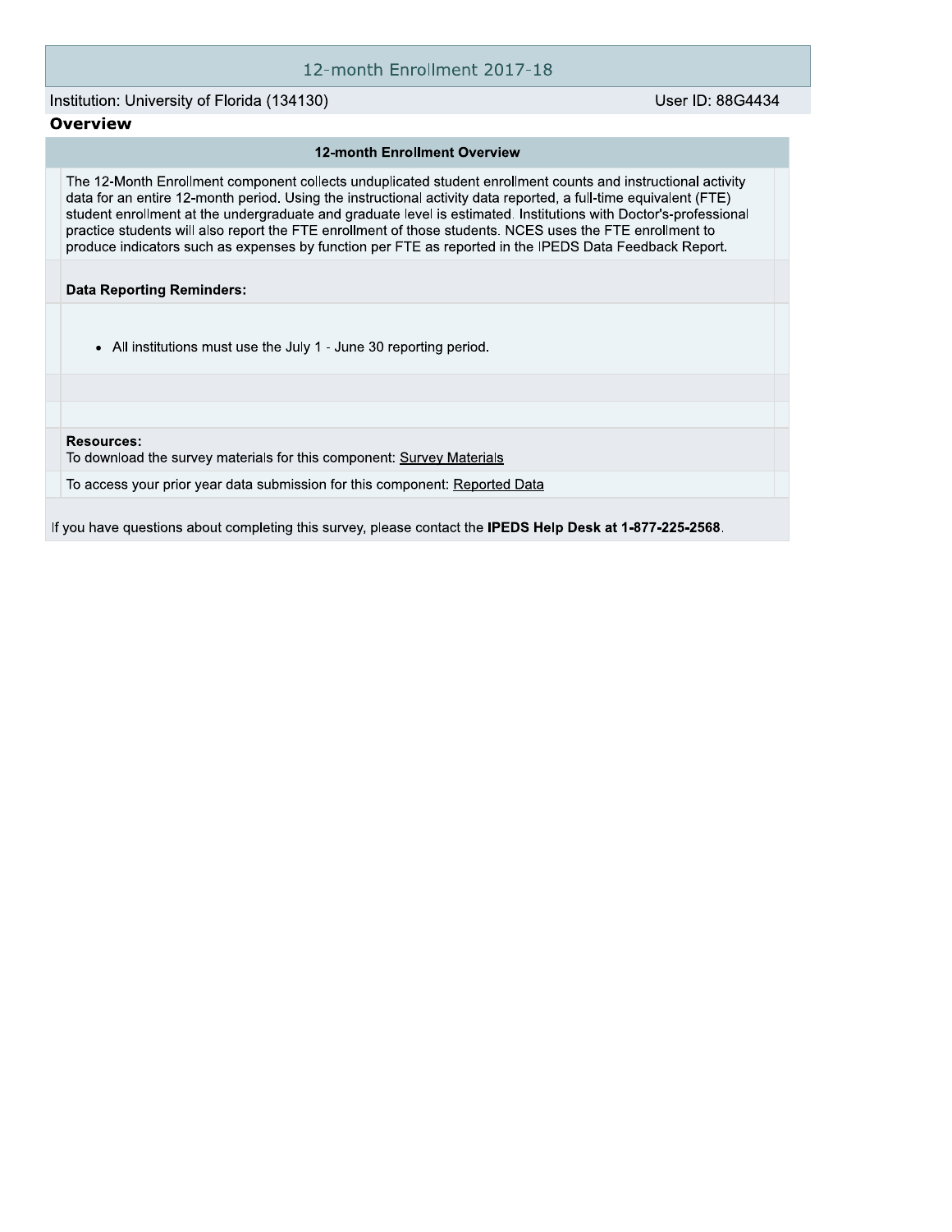# 12-month Enrollment 2017-18

Institution: University of Florida (134130)

User ID: 88G4434

## Overview

### 12-month Enrollment Overview

The 12-Month Enrollment component collects unduplicated student enrollment counts and instructional activity data for an entire 12-month period. Using the instructional activity data reported, a full-time equivalent (FTE) student enrollment at the undergraduate and graduate level is estimated. Institutions with Doctor's-professional practice students will also report the FTE enrollment of those students. NCES uses the FTE enrollment to produce indicators such as expenses by function per FTE as reported in the IPEDS Data Feedback Report.

**Data Reporting Reminders:**

- All institutions must use the July 1 - June 30 reporting period.

**Resources:**

To download the survey materials for this component: Survey Materials

To access your prior year data submission for this component: Reported Data

If you have questions about completing this survey, please contact the **IPEDS Help Desk at 1-877-225-2568**.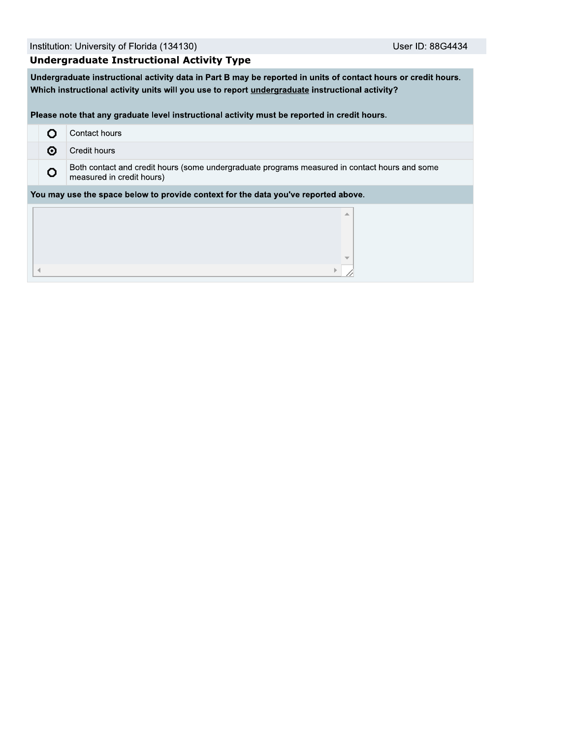Institution: University of Florida (134130) User ID: 88G4434

## Undergraduate Instructional Activity Type

**Undergraduate instructional activity data in Part B may be reported in units of contact hours or credit hours. Which instructional activity units will you use to report undergraduate instructional activity?**

**Please note that any graduate level instructional activity must be reported in credit hours.**

| Selected | Option |
|---|---|
| ○ | Contact hours |
| ⦿ | Credit hours |
| ○ | Both contact and credit hours (some undergraduate programs measured in contact hours and some measured in credit hours) |

**You may use the space below to provide context for the data you've reported above.**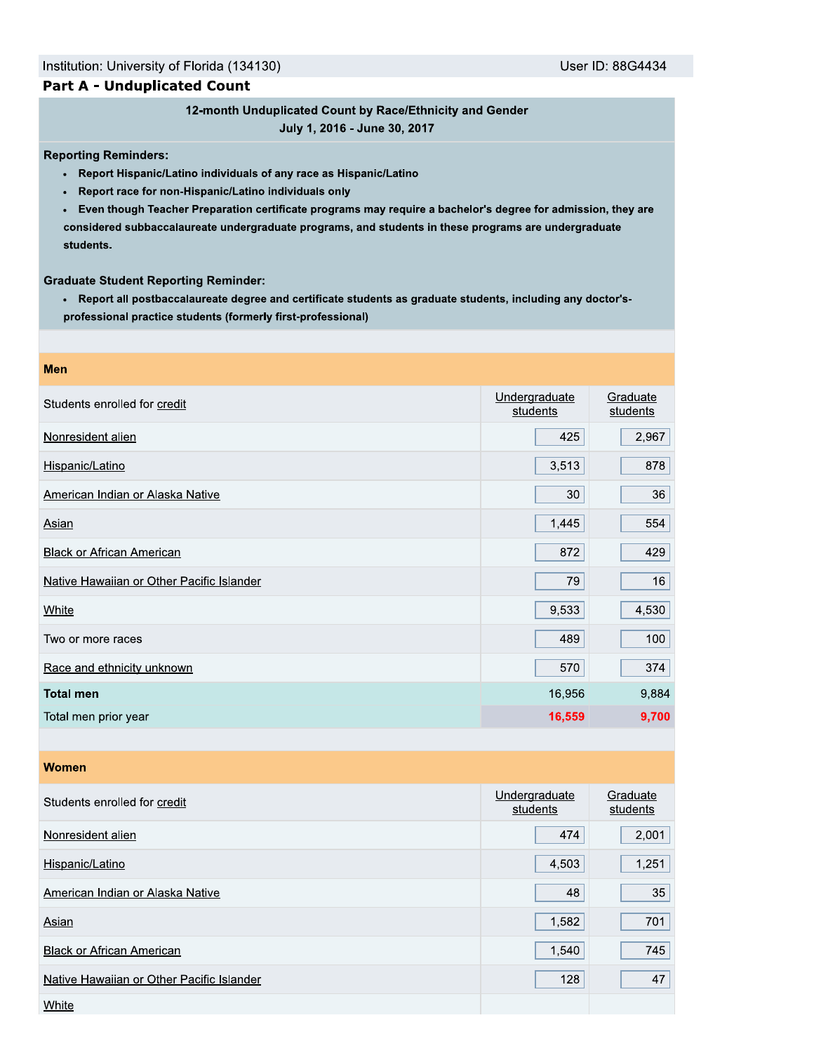Institution: University of Florida (134130) User ID: 88G4434

## Part A - Unduplicated Count

**12-month Unduplicated Count by Race/Ethnicity and Gender**
**July 1, 2016 - June 30, 2017**

**Reporting Reminders:**

- **Report Hispanic/Latino individuals of any race as Hispanic/Latino**
- **Report race for non-Hispanic/Latino individuals only**
- **Even though Teacher Preparation certificate programs may require a bachelor's degree for admission, they are considered subbaccalaureate undergraduate programs, and students in these programs are undergraduate students.**

**Graduate Student Reporting Reminder:**

- **Report all postbaccalaureate degree and certificate students as graduate students, including any doctor's-professional practice students (formerly first-professional)**

**Men**

| Students enrolled for credit | Undergraduate students | Graduate students |
|---|---|---|
| Nonresident alien | 425 | 2,967 |
| Hispanic/Latino | 3,513 | 878 |
| American Indian or Alaska Native | 30 | 36 |
| Asian | 1,445 | 554 |
| Black or African American | 872 | 429 |
| Native Hawaiian or Other Pacific Islander | 79 | 16 |
| White | 9,533 | 4,530 |
| Two or more races | 489 | 100 |
| Race and ethnicity unknown | 570 | 374 |
| **Total men** | 16,956 | 9,884 |
| Total men prior year | 16,559 | 9,700 |

**Women**

| Students enrolled for credit | Undergraduate students | Graduate students |
|---|---|---|
| Nonresident alien | 474 | 2,001 |
| Hispanic/Latino | 4,503 | 1,251 |
| American Indian or Alaska Native | 48 | 35 |
| Asian | 1,582 | 701 |
| Black or African American | 1,540 | 745 |
| Native Hawaiian or Other Pacific Islander | 128 | 47 |
| White | | |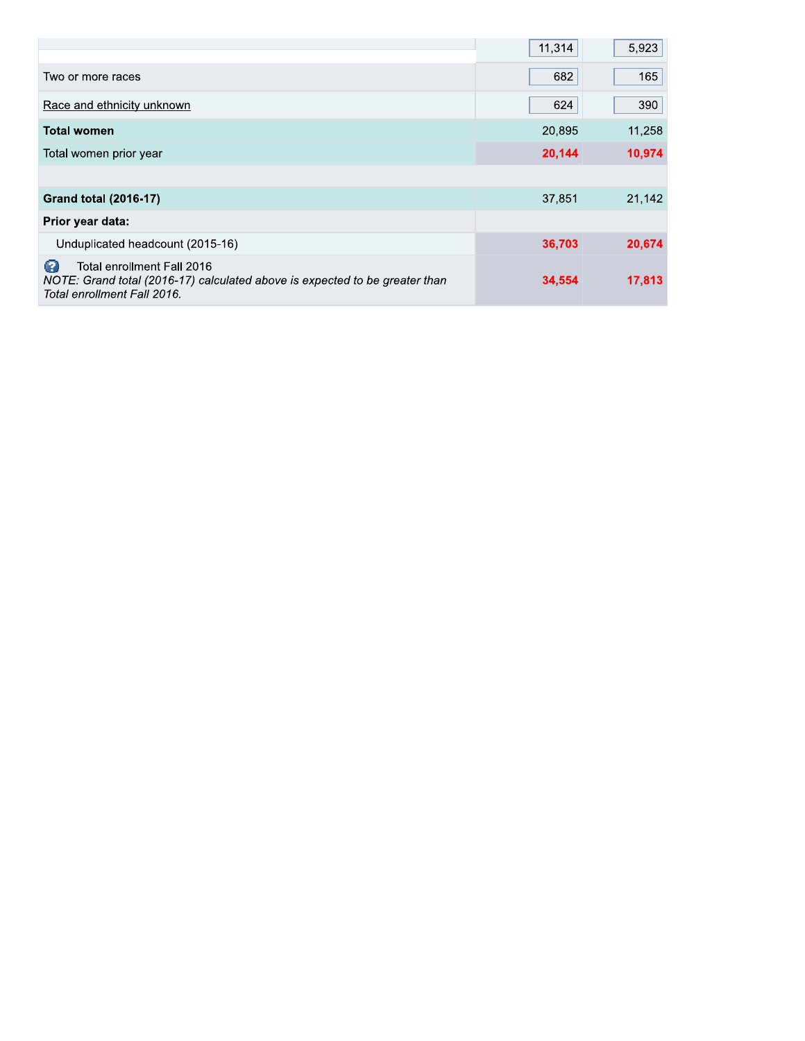| | | |
|---|---|---|
| | 11,314 | 5,923 |
| Two or more races | 682 | 165 |
| Race and ethnicity unknown | 624 | 390 |
| **Total women** | 20,895 | 11,258 |
| Total women prior year | **20,144** | **10,974** |
| | | |
| **Grand total (2016-17)** | 37,851 | 21,142 |
| **Prior year data:** | | |
| Unduplicated headcount (2015-16) | **36,703** | **20,674** |
| Total enrollment Fall 2016 *NOTE: Grand total (2016-17) calculated above is expected to be greater than Total enrollment Fall 2016.* | **34,554** | **17,813** |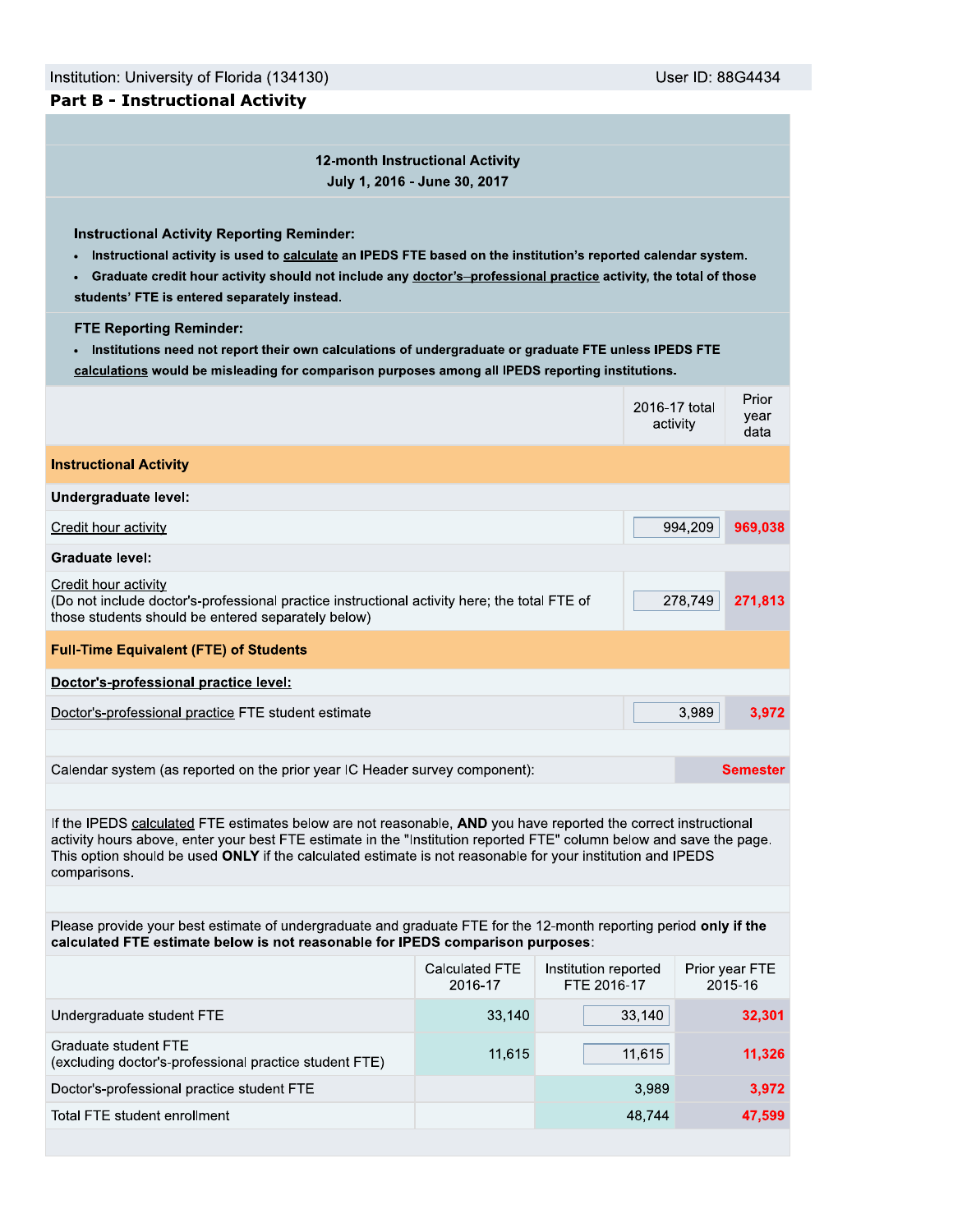Institution: University of Florida (134130) User ID: 88G4434

## Part B - Instructional Activity

**12-month Instructional Activity**
**July 1, 2016 - June 30, 2017**

**Instructional Activity Reporting Reminder:**

- **Instructional activity is used to calculate an IPEDS FTE based on the institution's reported calendar system.**
- **Graduate credit hour activity should not include any doctor's–professional practice activity, the total of those students' FTE is entered separately instead.**

**FTE Reporting Reminder:**

- **Institutions need not report their own calculations of undergraduate or graduate FTE unless IPEDS FTE calculations would be misleading for comparison purposes among all IPEDS reporting institutions.**

| | 2016-17 total activity | Prior year data |
|---|---|---|
| **Instructional Activity** | | |
| **Undergraduate level:** | | |
| Credit hour activity | 994,209 | 969,038 |
| **Graduate level:** | | |
| Credit hour activity (Do not include doctor's-professional practice instructional activity here; the total FTE of those students should be entered separately below) | 278,749 | 271,813 |
| **Full-Time Equivalent (FTE) of Students** | | |
| **Doctor's-professional practice level:** | | |
| Doctor's-professional practice FTE student estimate | 3,989 | 3,972 |

Calendar system (as reported on the prior year IC Header survey component): **Semester**

If the IPEDS calculated FTE estimates below are not reasonable, **AND** you have reported the correct instructional activity hours above, enter your best FTE estimate in the "Institution reported FTE" column below and save the page. This option should be used **ONLY** if the calculated estimate is not reasonable for your institution and IPEDS comparisons.

Please provide your best estimate of undergraduate and graduate FTE for the 12-month reporting period **only if the calculated FTE estimate below is not reasonable for IPEDS comparison purposes**:

| | Calculated FTE 2016-17 | Institution reported FTE 2016-17 | Prior year FTE 2015-16 |
|---|---|---|---|
| Undergraduate student FTE | 33,140 | 33,140 | 32,301 |
| Graduate student FTE (excluding doctor's-professional practice student FTE) | 11,615 | 11,615 | 11,326 |
| Doctor's-professional practice student FTE | | 3,989 | 3,972 |
| Total FTE student enrollment | | 48,744 | 47,599 |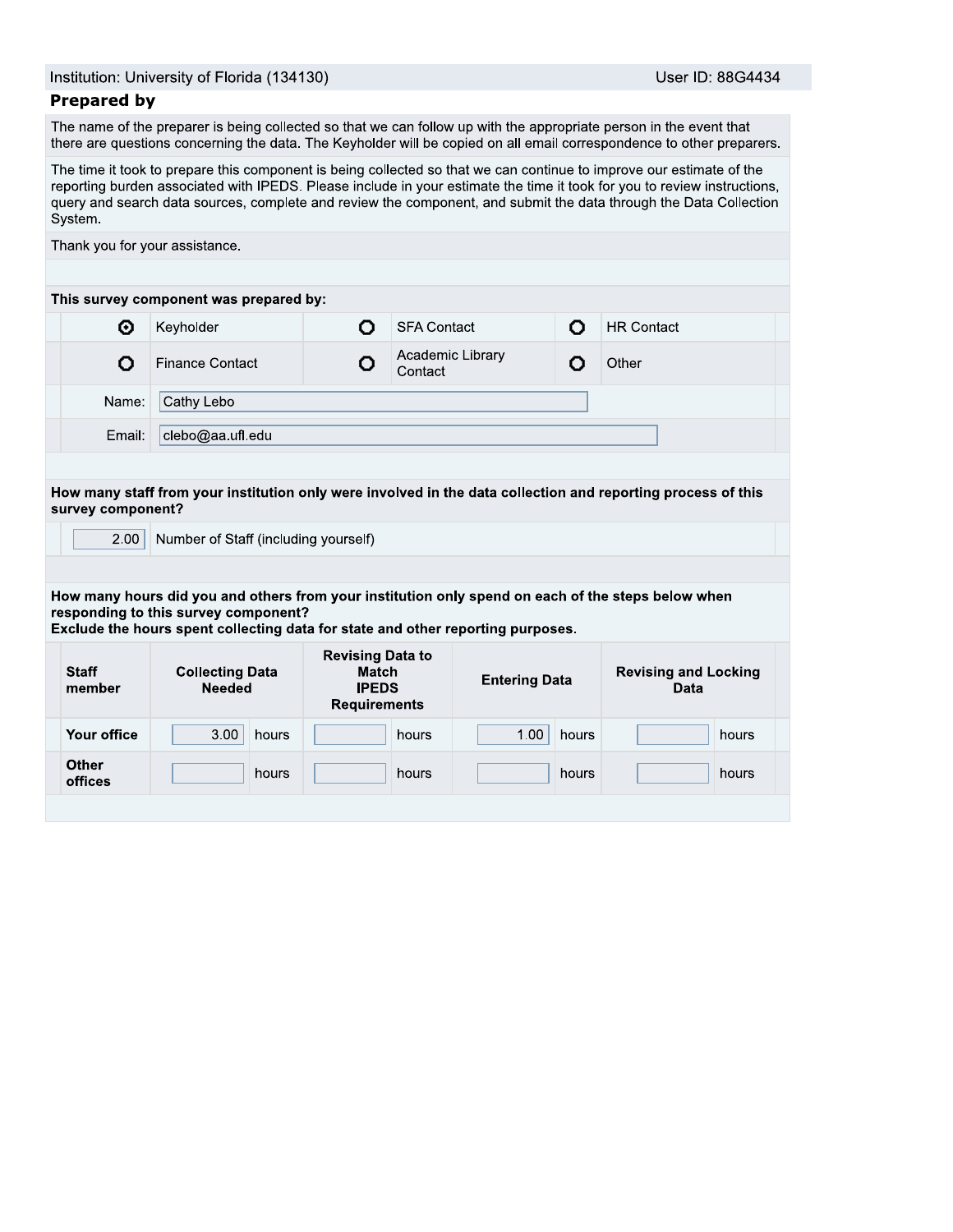Institution: University of Florida (134130) | User ID: 88G4434

## Prepared by

The name of the preparer is being collected so that we can follow up with the appropriate person in the event that there are questions concerning the data. The Keyholder will be copied on all email correspondence to other preparers.

The time it took to prepare this component is being collected so that we can continue to improve our estimate of the reporting burden associated with IPEDS. Please include in your estimate the time it took for you to review instructions, query and search data sources, complete and review the component, and submit the data through the Data Collection System.

Thank you for your assistance.

**This survey component was prepared by:**

| | | | | | |
|---|---|---|---|---|---|
| ⦿ | Keyholder | ○ | SFA Contact | ○ | HR Contact |
| ○ | Finance Contact | ○ | Academic Library Contact | ○ | Other |

Name: Cathy Lebo

Email: clebo@aa.ufl.edu

**How many staff from your institution only were involved in the data collection and reporting process of this survey component?**

2.00 Number of Staff (including yourself)

**How many hours did you and others from your institution only spend on each of the steps below when responding to this survey component?**
**Exclude the hours spent collecting data for state and other reporting purposes.**

| Staff member | Collecting Data Needed | Revising Data to Match IPEDS Requirements | Entering Data | Revising and Locking Data |
|---|---|---|---|---|
| Your office | 3.00 hours | hours | 1.00 hours | hours |
| Other offices | hours | hours | hours | hours |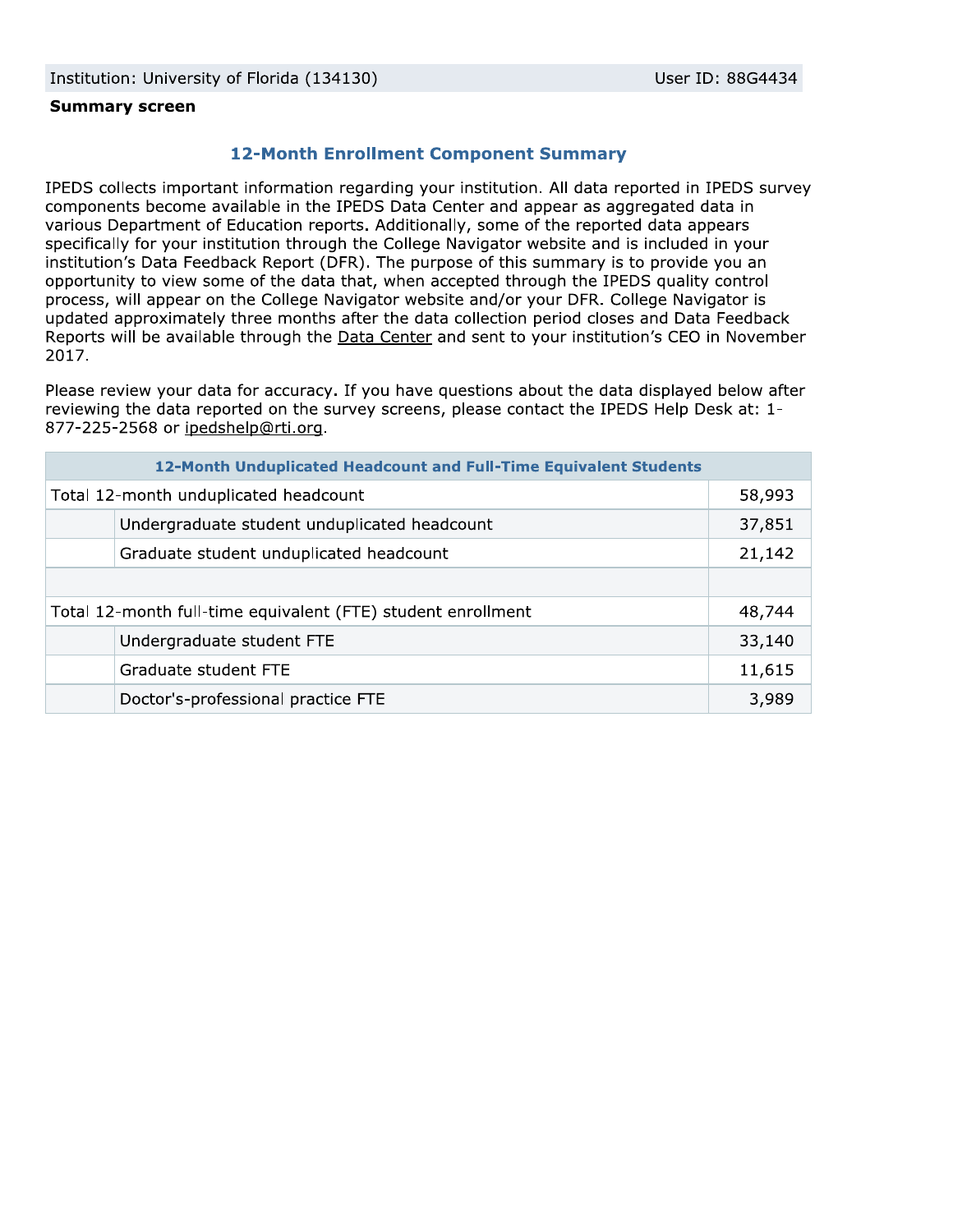Institution: University of Florida (134130) User ID: 88G4434

**Summary screen**

## 12-Month Enrollment Component Summary

IPEDS collects important information regarding your institution. All data reported in IPEDS survey components become available in the IPEDS Data Center and appear as aggregated data in various Department of Education reports. Additionally, some of the reported data appears specifically for your institution through the College Navigator website and is included in your institution's Data Feedback Report (DFR). The purpose of this summary is to provide you an opportunity to view some of the data that, when accepted through the IPEDS quality control process, will appear on the College Navigator website and/or your DFR. College Navigator is updated approximately three months after the data collection period closes and Data Feedback Reports will be available through the Data Center and sent to your institution's CEO in November 2017.

Please review your data for accuracy. If you have questions about the data displayed below after reviewing the data reported on the survey screens, please contact the IPEDS Help Desk at: 1-877-225-2568 or ipedshelp@rti.org.

| 12-Month Unduplicated Headcount and Full-Time Equivalent Students | | |
|---|---|---|
| Total 12-month unduplicated headcount | | 58,993 |
| | Undergraduate student unduplicated headcount | 37,851 |
| | Graduate student unduplicated headcount | 21,142 |
| | | |
| Total 12-month full-time equivalent (FTE) student enrollment | | 48,744 |
| | Undergraduate student FTE | 33,140 |
| | Graduate student FTE | 11,615 |
| | Doctor's-professional practice FTE | 3,989 |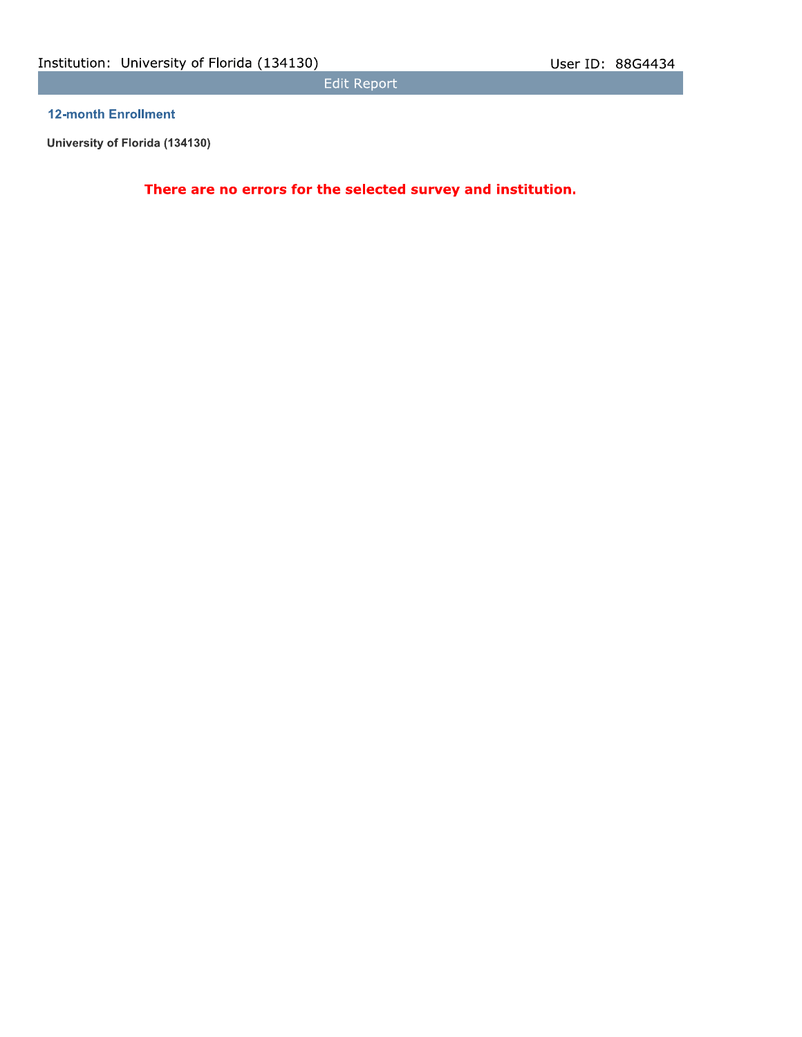Institution: University of Florida (134130) User ID: 88G4434

Edit Report

## 12-month Enrollment

**University of Florida (134130)**

**There are no errors for the selected survey and institution.**